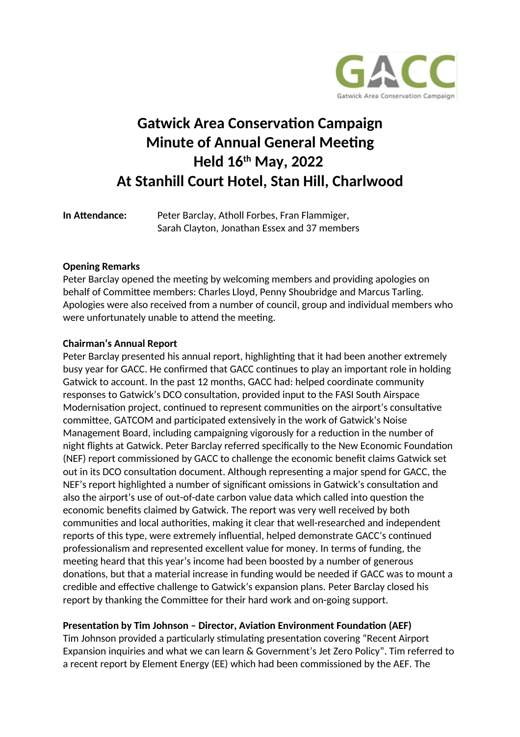# Gatwick Area Conservation Campaign
# Minute of Annual General Meeting
# Held 16th May, 2022
# At Stanhill Court Hotel, Stan Hill, Charlwood

**In Attendance:** Peter Barclay, Atholl Forbes, Fran Flammiger, Sarah Clayton, Jonathan Essex and 37 members

**Opening Remarks**

Peter Barclay opened the meeting by welcoming members and providing apologies on behalf of Committee members: Charles Lloyd, Penny Shoubridge and Marcus Tarling. Apologies were also received from a number of council, group and individual members who were unfortunately unable to attend the meeting.

**Chairman's Annual Report**

Peter Barclay presented his annual report, highlighting that it had been another extremely busy year for GACC. He confirmed that GACC continues to play an important role in holding Gatwick to account. In the past 12 months, GACC had: helped coordinate community responses to Gatwick's DCO consultation, provided input to the FASI South Airspace Modernisation project, continued to represent communities on the airport's consultative committee, GATCOM and participated extensively in the work of Gatwick's Noise Management Board, including campaigning vigorously for a reduction in the number of night flights at Gatwick. Peter Barclay referred specifically to the New Economic Foundation (NEF) report commissioned by GACC to challenge the economic benefit claims Gatwick set out in its DCO consultation document. Although representing a major spend for GACC, the NEF's report highlighted a number of significant omissions in Gatwick's consultation and also the airport's use of out-of-date carbon value data which called into question the economic benefits claimed by Gatwick. The report was very well received by both communities and local authorities, making it clear that well-researched and independent reports of this type, were extremely influential, helped demonstrate GACC's continued professionalism and represented excellent value for money. In terms of funding, the meeting heard that this year's income had been boosted by a number of generous donations, but that a material increase in funding would be needed if GACC was to mount a credible and effective challenge to Gatwick's expansion plans. Peter Barclay closed his report by thanking the Committee for their hard work and on-going support.

**Presentation by Tim Johnson – Director, Aviation Environment Foundation (AEF)**

Tim Johnson provided a particularly stimulating presentation covering "Recent Airport Expansion inquiries and what we can learn & Government's Jet Zero Policy". Tim referred to a recent report by Element Energy (EE) which had been commissioned by the AEF. The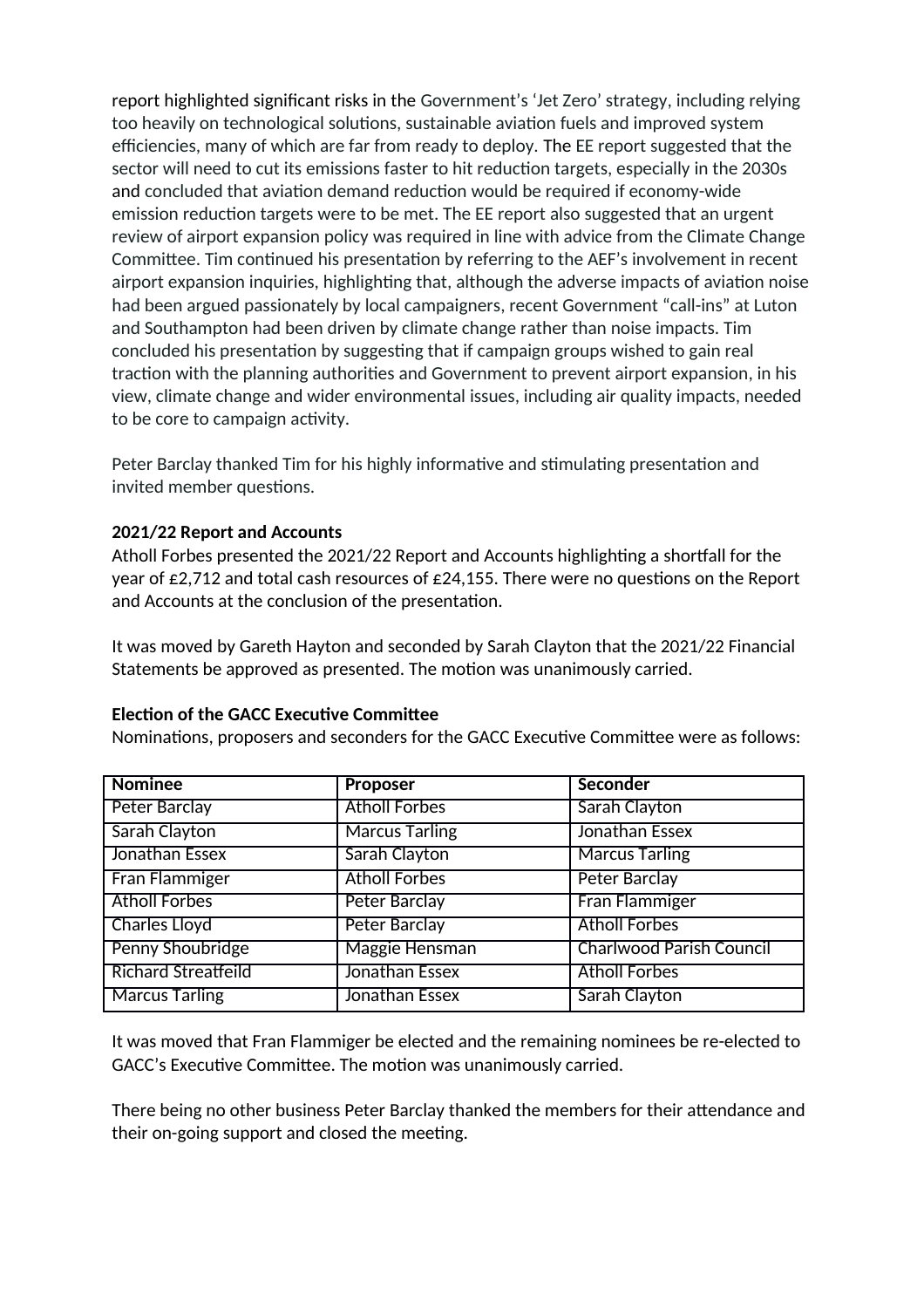report highlighted significant risks in the Government's 'Jet Zero' strategy, including relying too heavily on technological solutions, sustainable aviation fuels and improved system efficiencies, many of which are far from ready to deploy. The EE report suggested that the sector will need to cut its emissions faster to hit reduction targets, especially in the 2030s and concluded that aviation demand reduction would be required if economy-wide emission reduction targets were to be met. The EE report also suggested that an urgent review of airport expansion policy was required in line with advice from the Climate Change Committee. Tim continued his presentation by referring to the AEF's involvement in recent airport expansion inquiries, highlighting that, although the adverse impacts of aviation noise had been argued passionately by local campaigners, recent Government "call-ins" at Luton and Southampton had been driven by climate change rather than noise impacts. Tim concluded his presentation by suggesting that if campaign groups wished to gain real traction with the planning authorities and Government to prevent airport expansion, in his view, climate change and wider environmental issues, including air quality impacts, needed to be core to campaign activity.

Peter Barclay thanked Tim for his highly informative and stimulating presentation and invited member questions.

**2021/22 Report and Accounts**

Atholl Forbes presented the 2021/22 Report and Accounts highlighting a shortfall for the year of £2,712 and total cash resources of £24,155. There were no questions on the Report and Accounts at the conclusion of the presentation.

It was moved by Gareth Hayton and seconded by Sarah Clayton that the 2021/22 Financial Statements be approved as presented. The motion was unanimously carried.

**Election of the GACC Executive Committee**

Nominations, proposers and seconders for the GACC Executive Committee were as follows:

| Nominee | Proposer | Seconder |
|---|---|---|
| Peter Barclay | Atholl Forbes | Sarah Clayton |
| Sarah Clayton | Marcus Tarling | Jonathan Essex |
| Jonathan Essex | Sarah Clayton | Marcus Tarling |
| Fran Flammiger | Atholl Forbes | Peter Barclay |
| Atholl Forbes | Peter Barclay | Fran Flammiger |
| Charles Lloyd | Peter Barclay | Atholl Forbes |
| Penny Shoubridge | Maggie Hensman | Charlwood Parish Council |
| Richard Streatfeild | Jonathan Essex | Atholl Forbes |
| Marcus Tarling | Jonathan Essex | Sarah Clayton |

It was moved that Fran Flammiger be elected and the remaining nominees be re-elected to GACC's Executive Committee. The motion was unanimously carried.

There being no other business Peter Barclay thanked the members for their attendance and their on-going support and closed the meeting.